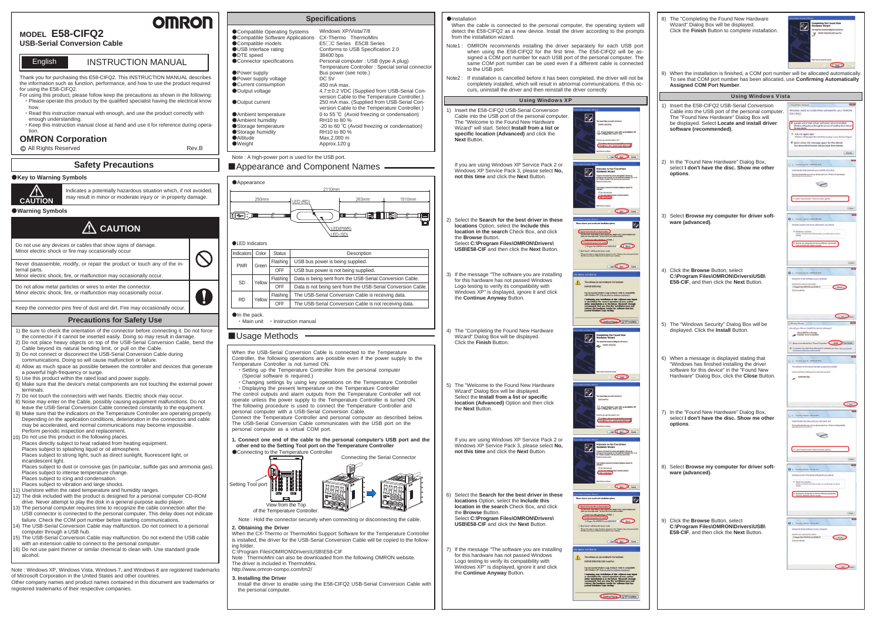# OMRON

**MODEL E58-CIFQ2**

**USB-Serial Conversion Cable**

English — INSTRUCTION MANUAL

Thank you for purchasing this E58-CIFQ2. This INSTRUCTION MANUAL describes the information such as function, performance, and how to use the product required for using the E58-CIFQ2.

For using this product, please follow keep the precautions as shown in the following:

- Please operate this product by the qualified specialist having the electrical know how.
- Read this instruction manual with enough, and use the product correctly with enough understanding.
- Keep this instruction manual close at hand and use it for reference during operation.

**OMRON Corporation**

© All Rights Reserved — Rev.B

## Safety Precautions

### ●Key to Warning Symbols

**CAUTION** — Indicates a potentially hazardous situation which, if not avoided, may result in minor or moderate injury or in property damage.

### ●Warning Symbols

**⚠ CAUTION**

Do not use any devices or cables that show signs of damage.
Minor electric shock or fire may occasionally occur

Never disassemble, modify, or repair the product or touch any of the internal parts.
Minor electric shock, fire, or malfunction may occasionally occur.

Do not allow metal particles or wires to enter the connector.
Minor electric shock, fire, or malfunction may occasionally occur.

Keep the connector pins free of dust and dirt. Fire may occasionally occur.

## Precautions for Safety Use

1) Be sure to check the orientation of the connector before connecting it. Do not force the connector if it cannot be inserted easily. Doing so may result in damage.
2) Do not place heavy objects on top of the USB-Serial Conversion Cable, bend the Cable beyond its natural bending limit, or pull on the Cable.
3) Do not connect or disconnect the USB-Serial Conversion Cable during communications. Doing so will cause malfunction or failure.
4) Allow as much space as possible between the controller and devices that generate a powerful high-frequency or surge.
5) Use this product within the rated load and power supply.
6) Make sure that the device's metal components are not touching the external power terminals.
7) Do not touch the connectors with wet hands. Electric shock may occur.
8) Noise may enter on the Cable, possibly causing equipment malfunctions. Do not leave the USB-Serial Conversion Cable connected constantly to the equipment.
9) Make sure that the indicators on the Temperature Controller are operating properly. Depending on the application conditions, deterioration in the connectors and cable may be accelerated, and normal communications may become impossible. Perform periodic inspection and replacement.
10) Do not use this product in the following places.
    Places directly subject to heat radiated from heating equipment.
    Places subject to splashing liquid or oil atmosphere.
    Places subject to strong light, such as direct sunlight, fluorescent light, or incandescent light.
    Places subject to dust or corrosive gas (in particular, sulfide gas and ammonia gas).
    Places subject to intense temperature change.
    Places subject to icing and condensation.
    Places subject to vibration and large shocks.
11) Use/store within the rated temperature and humidity ranges.
12) The disk included with the product is designed for a personal computer CD-ROM drive. Never attempt to play the disk in a general-purpose audio player.
13) The personal computer requires time to recognize the cable connection after the USB connector is connected to the personal computer. This delay does not indicate failure. Check the COM port number before starting communications.
14) The USB-Serial Conversion Cable may malfunction. Do not connect to a personal computer through a USB hub.
15) The USB-Serial Conversion Cable may malfunction. Do not extend the USB cable with an extension cable to connect to the personal computer.
16) Do not use paint thinner or similar chemical to clean with. Use standard grade alcohol.

Note : Windows XP, Windows Vista, Windows 7, and Windows 8 are registered trademarks of Microsoft Corporation in the United States and other countries.
Other company names and product names contained in this document are trademarks or registered trademarks of their respective companies.

## Specifications

| Item | Specification |
|---|---|
| ●Compatible Operating Systems | Windows XP/Vista/7/8 |
| ●Compatible Software Applications | CX-Thermo ThermoMini |
| ●Compatible models | E5□C Series E5CB Series |
| ●USB Interface rating | Conforms to USB Specification 2.0 |
| ●DTE speed | 38400 bps |
| ●Connector specifications | Personal computer : USB (type A plug) Temperature Controller : Special serial connector |
| ●Power supply | Bus power (see note.) |
| ●Power supply voltage | DC 5V |
| ●Current consumption | 450 mA max. |
| ●Output voltage | 4.7±0.2 VDC (Supplied from USB-Serial Conversion Cable to the Temperature Controller.) |
| ●Output current | 250 mA max. (Supplied from USB-Serial Conversion Cable to the Temperature Controller.) |
| ●Ambient temperature | 0 to 55 ℃ (Avoid freezing or condensation) |
| ●Ambient humidity | RH10 to 80 % |
| ●Storage temperature | -20 to 60 ℃ (Avoid freezing or condensation) |
| ●Storage humidity | RH10 to 80 % |
| ●Altitude | Max.2,000 m |
| ●Weight | Approx.120 g |

Note : A high-power port is used for the USB port.

## ■Appearance and Component Names

●Appearance

2110mm; 250mm; 263mm; 1510mm; LED (RD); LED(PWR); LED (SD)

●LED Indicators

| Indicators | Color | Status | Description |
|---|---|---|---|
| PWR | Green | Flashing | USB bus power is being supplied. |
| | | OFF | USB bus power is not being supplied. |
| SD | Yellow | Flashing | Data is being sent from the USB-Serial Conversion Cable. |
| | | OFF | Data is not being sent from the USB-Serial Conversion Cable. |
| RD | Yellow | Flashing | The USB-Serial Conversion Cable is receiving data. |
| | | OFF | The USB-Serial Conversion Cable is not receiving data. |

●In the pack.
・Main unit ・Instruction manual

## ■Usage Methods

When the USB-Serial Conversion Cable is connected to the Temperature Controller, the following operations are possible even if the power supply to the Temperature Controller is not turned ON.

- Setting up the Temperature Controller from the personal computer (Special software is required.)
- Changing settings by using key operations on the Temperature Controller
- Displaying the present temperature on the Temperature Controller

The control outputs and alarm outputs from the Temperature Controller will not operate unless the power supply to the Temperature Controller is turned ON.
The following procedure is used to connect the Temperature Controller and personal computer with a USB-Serial Conversion Cable.
Connect the Temperature Controller and personal computer as described below.
The USB-Serial Conversion Cable communicates with the USB port on the personal computer as a virtual COM port.

**1. Connect one end of the cable to the personal computer's USB port and the other end to the Setting Tool port on the Temperature Controller**

●Connecting to the Temperature Controller

Setting Tool port — View from the Top of the Temperature Controller. — Connecting the Serial Connector

Note : Hold the connector securely when connecting or disconnecting the cable.

**2. Obtaining the Driver**

When the CX-Thermo or ThermoMini Support Software for the Temperature Controller is installed, the driver for the USB-Serial Conversion Cable will be copied to the following folder.
C:\Program Files\OMRON\Drivers\USB\E58-CIF
Note : ThermoMini can also be downloaded from the following OMRON website.
The driver is included in ThermoMini.
http://www.omron-compo.com/tm2/

**3. Installing the Driver**

Install the driver to enable using the E58-CIFQ2 USB-Serial Conversion Cable with the personal computer.

●Installation

When the cable is connected to the personal computer, the operating system will detect the E58-CIFQ2 as a new device. Install the driver according to the prompts from the installation wizard.

Note1 : OMRON recommends installing the driver separately for each USB port when using the E58-CIFQ2 for the first time. The driver will be assigned a COM port number for each USB port of the personal computer. The same COM port number can be used even if a different cable is connected to the USB port.

Note2 : If installation is cancelled before it has been completed, the driver will not be completely installed, which will result in abnormal communications. If this occurs, uninstall the driver and then reinstall the driver correctly

### Using Windows XP

1) Insert the E58-CIFQ2 USB-Serial Conversion Cable into the USB port of the personal computer. "The Welcome to the Found New Hardware Wizard" will start. Select **Install from a list or specific location (Advanced)** and click the **Next** Button.

   If you are using Windows XP Service Pack 2 or Windows XP Service Pack 3, please select **No, not this time** and click the **Next** Button.

2) Select the **Search for the best driver in these locations** Option, select the **Include this location in the search** Check Box, and click the **Browse** Button.
   Select **C:\Program Files\OMRON\Drivers\USB\E58-CIF** and then click the **Next** Button.

3) If the message "The software you are installing for this hardware has not passed Windows Logo testing to verify its compatibility with Windows XP" is displayed, ignore it and click the **Continue Anyway** Button.

4) The "Completing the Found New Hardware Wizard" Dialog Box will be displayed. Click the **Finish** Button.

5) The "Welcome to the Found New Hardware Wizard" Dialog Box will be displayed. Select the **Install from a list or specific location (Advanced)** Option and then click the **Next** Button.

   If you are using Windows XP Service Pack 2 or Windows XP Service Pack 3, please select **No, not this time** and click the **Next** Button.

6) Select the **Search for the best driver in these locations** Option, select the **Include this location in the search** Check Box, and click the **Browse** Button.
   Select **C:\Program Files\OMRON\Drivers\USB\E58-CIF** and click the **Next** Button.

7) If the message "The software you are installing for this hardware has not passed Windows Logo testing to verify its compatibility with Windows XP" is displayed, ignore it and click the **Continue Anyway** Button.

8) The "Completing the Found New Hardware Wizard" Dialog Box will be displayed. Click the **Finish** Button to complete installation.

9) When the installation is finished, a COM port number will be allocated automatically. To see that COM port number has been allocated, use **Confirming Automatically Assigned COM Port Number**.

### Using Windows Vista

1) Insert the E58-CIFQ2 USB-Serial Conversion Cable into the USB port of the personal computer. The "Found New Hardware" Dialog Box will be displayed. Select **Locate and install driver software (recommended)**.

2) In the "Found New Hardware" Dialog Box, select **I don't have the disc. Show me other options**.

3) Select **Browse my computer for driver software (advanced)**.

4) Click the **Browse** Button, select **C:\Program Files\OMRON\Drivers\USB\E58-CIF**, and then click the **Next** Button.

5) The "Windows Security" Dialog Box will be displayed. Click the **Install** Button.

6) When a message is displayed stating that "Windows has finished installing the driver software for this device" in the "Found New Hardware" Dialog Box, click the **Close** Button.

7) In the "Found New Hardware" Dialog Box, select **I don't have the disc. Show me other options**.

8) Select **Browse my computer for driver software (advanced)**.

9) Click the **Browse** Button, select **C:\Program Files\OMRON\Drivers\USB\E58-CIF**, and then click the **Next** Button.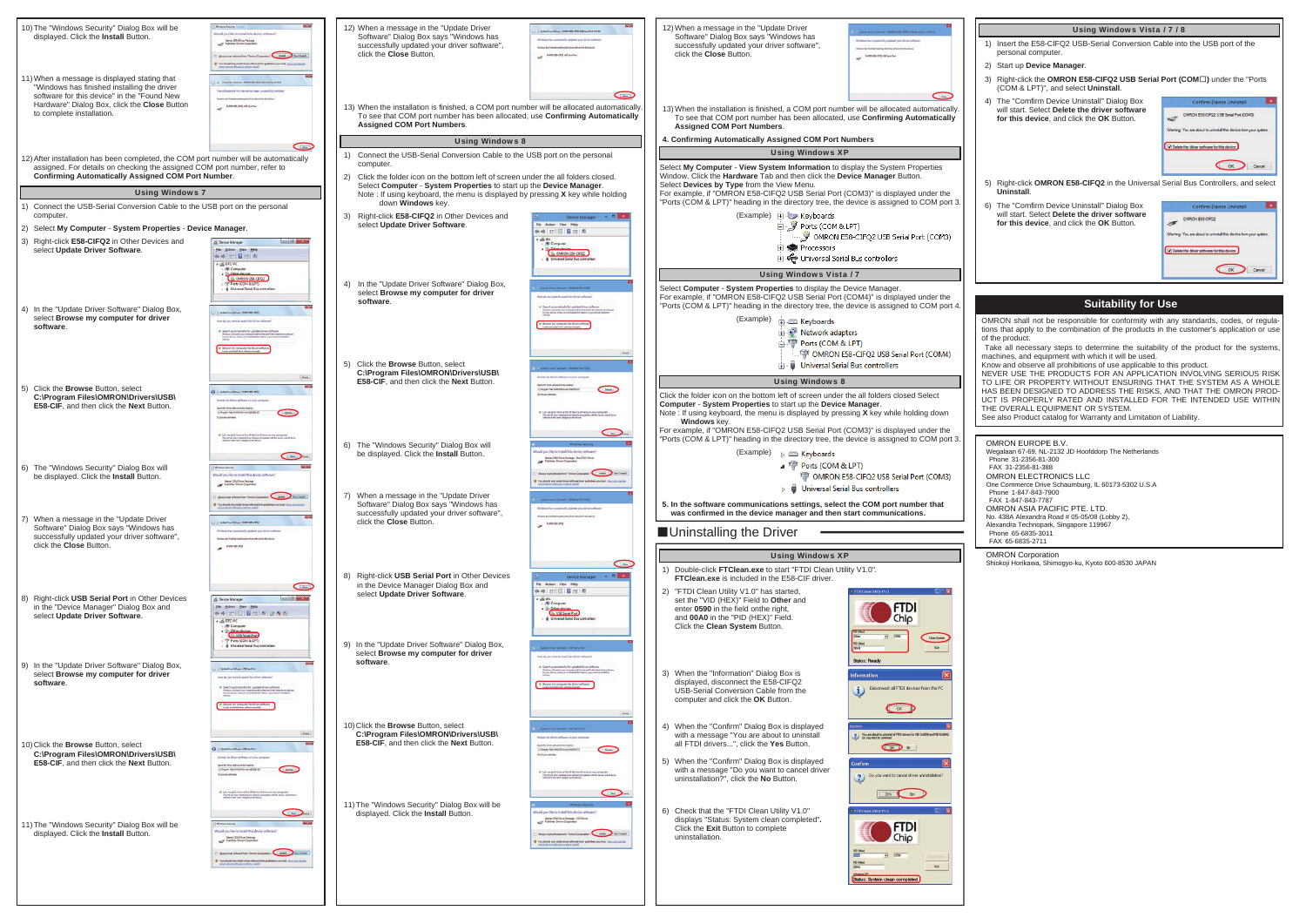10) The "Windows Security" Dialog Box will be displayed. Click the **Install** Button.

11) When a message is displayed stating that "Windows has finished installing the driver software for this device" in the "Found New Hardware" Dialog Box, click the **Close** Button to complete installation.

12) After installation has been completed, the COM port number will be automatically assigned. For details on checking the assigned COM port number, refer to **Confirming Automatically Assigned COM Port Number**.

### Using Windows 7

1) Connect the USB-Serial Conversion Cable to the USB port on the personal computer.

2) Select **My Computer - System Properties - Device Manager**.

3) Right-click **E58-CIFQ2** in Other Devices and select **Update Driver Software**.

4) In the "Update Driver Software" Dialog Box, select **Browse my computer for driver software**.

5) Click the **Browse** Button, select **C:\Program Files\OMRON\Drivers\USB\E58-CIF**, and then click the **Next** Button.

6) The "Windows Security" Dialog Box will be displayed. Click the **Install** Button.

7) When a message in the "Update Driver Software" Dialog Box says "Windows has successfully updated your driver software", click the **Close** Button.

8) Right-click **USB Serial Port** in Other Devices in the "Device Manager" Dialog Box and select **Update Driver Software**.

9) In the "Update Driver Software" Dialog Box, select **Browse my computer for driver software**.

10) Click the **Browse** Button, select **C:\Program Files\OMRON\Drivers\USB\E58-CIF**, and then click the **Next** Button.

11) The "Windows Security" Dialog Box will be displayed. Click the **Install** Button.

12) When a message in the "Update Driver Software" Dialog Box says "Windows has successfully updated your driver software", click the **Close** Button.

13) When the installation is finished, a COM port number will be allocated automatically. To see that COM port number has been allocated, use **Confirming Automatically Assigned COM Port Numbers**.

### Using Windows 8

1) Connect the USB-Serial Conversion Cable to the USB port on the personal computer.

2) Click the folder icon on the bottom left of screen under the all folders closed. Select **Computer - System Properties** to start up the **Device Manager**.
Note : If using keyboard, the menu is displayed by pressing **X** key while holding down **Windows** key.

3) Right-click **E58-CIFQ2** in Other Devices and select **Update Driver Software**.

4) In the "Update Driver Software" Dialog Box, select **Browse my computer for driver software**.

5) Click the **Browse** Button, select **C:\Program Files\OMRON\Drivers\USB\E58-CIF**, and then click the **Next** Button.

6) The "Windows Security" Dialog Box will be displayed. Click the **Install** Button.

7) When a message in the "Update Driver Software" Dialog Box says "Windows has successfully updated your driver software", click the **Close** Button.

8) Right-click **USB Serial Port** in Other Devices in the "Device Manager" Dialog Box and select **Update Driver Software**.

9) In the "Update Driver Software" Dialog Box, select **Browse my computer for driver software**.

10) Click the **Browse** Button, select **C:\Program Files\OMRON\Drivers\USB\E58-CIF**, and then click the **Next** Button.

11) The "Windows Security" Dialog Box will be displayed. Click the **Install** Button.

12) When a message in the "Update Driver Software" Dialog Box says "Windows has successfully updated your driver software", click the **Close** Button.

13) When the installation is finished, a COM port number will be allocated automatically. To see that COM port number has been allocated, use **Confirming Automatically Assigned COM Port Numbers**.

### 4. Confirming Automatically Assigned COM Port Numbers

#### Using Windows XP

Select **My Computer** - **View System Information** to display the System Properties Window. Click the **Hardware** Tab and then click the **Device Manager** Button.
Select **Devices by Type** from the View Menu.
For example, if "OMRON E58-CIFQ2 USB Serial Port (COM3)" is displayed under the "Ports (COM & LPT)" heading in the directory tree, the device is assigned to COM port 3.

(Example)
- Keyboards
- Ports (COM & LPT)
  - OMRON E58-CIFQ2 USB Serial Port (COM3)
- Processors
- Universal Serial Bus controllers

#### Using Windows Vista / 7

Select **Computer** - **System Properties** to display the Device Manager.
For example, if "OMRON E58-CIFQ2 USB Serial Port (COM4)" is displayed under the "Ports (COM & LPT)" heading in the directory tree, the device is assigned to COM port 4.

(Example)
- Keyboards
- Network adapters
- Ports (COM & LPT)
  - OMRON E58-CIFQ2 USB Serial Port (COM4)
- Universal Serial Bus controllers

#### Using Windows 8

Click the folder icon on the bottom left of screen under the all folders closed Select **Computer** - **System Properties** to start up the **Device Manager**.
Note : If using keyboard, the menu is displayed by pressing **X** key while holding down **Windows** key.
For example, if "OMRON E58-CIFQ2 USB Serial Port (COM3)" is displayed under the "Ports (COM & LPT)" heading in the directory tree, the device is assigned to COM port 3.

(Example)
- Keyboards
- Ports (COM & LPT)
  - OMRON E58-CIFQ2 USB Serial Port (COM3)
- Universal Serial Bus controllers

**5. In the software communications settings, select the COM port number that was confirmed in the device manager and then start communications.**

## Uninstalling the Driver

### Using Windows XP

1) Double-click **FTClean.exe** to start "FTDI Clean Utility V1.0". **FTClean.exe** is included in the E58-CIF driver.

2) "FTDI Clean Utility V1.0" has started, set the "VID (HEX)" Field to **Other** and enter **0590** in the field onthe right, and **00A0** in the "PID (HEX)" Field. Click the **Clean System** Button.

3) When the "Information" Dialog Box is displayed, disconnect the E58-CIFQ2 USB-Serial Conversion Cable from the computer and click the **OK** Button.

4) When the "Confirm" Dialog Box is displayed with a message "Do you wish to uninstall all FTDI drivers...", click the **Yes** Button.

5) When the "Confirm" Dialog Box is displayed with a message "Do you want to cancel driver uninstallation?", click the **No** Button.

6) Check that the "FTDI Clean Utility V1.0" displays "Status: System clean completed**"**. Click the **Exit** Button to complete uninstallation.

### Using Windows Vista / 7 / 8

1) Insert the E58-CIFQ2 USB-Serial Conversion Cable into the USB port of the personal computer.

2) Start up **Device Manager**.

3) Right-click the **OMRON E58-CIFQ2 USB Serial Port (COM□)** under the "Ports (COM & LPT)", and select **Uninstall**.

4) The "Comfirm Device Uninstall" Dialog Box will start. Select **Delete the driver software for this device**, and click the **OK** Button.

5) Right-click **OMRON E58-CIFQ2** in the Universal Serial Bus Controllers, and select **Uninstall**.

6) The "Comfirm Device Uninstall" Dialog Box will start. Select **Delete the driver software for this device**, and click the **OK** Button.

## Suitability for Use

OMRON shall not be responsible for conformity with any standards, codes, or regulations that apply to the combination of the products in the customer's application or use of the product.
Take all necessary steps to determine the suitability of the product for the systems, machines, and equipment with which it will be used.
Know and observe all prohibitions of use applicable to this product.
NEVER USE THE PRODUCTS FOR AN APPLICATION INVOLVING SERIOUS RISK TO LIFE OR PROPERTY WITHOUT ENSURING THAT THE SYSTEM AS A WHOLE HAS BEEN DESIGNED TO ADDRESS THE RISKS, AND THAT THE OMRON PRODUCT IS PROPERLY RATED AND INSTALLED FOR THE INTENDED USE WITHIN THE OVERALL EQUIPMENT OR SYSTEM.
See also Product catalog for Warranty and Limitation of Liability.

OMRON EUROPE B.V.
Wegalaan 67-69, NL-2132 JD Hoofddorp The Netherlands
Phone 31-2356-81-300
FAX 31-2356-81-388

OMRON ELECTRONICS LLC
One Commerce Drive Schaumburg, IL 60173-5302 U.S.A
Phone 1-847-843-7900
FAX 1-847-843-7787

OMRON ASIA PACIFIC PTE. LTD.
No. 438A Alexandra Road # 05-05/08 (Lobby 2), Alexandra Technopark, Singapore 119967
Phone 65-6835-3011
FAX 65-6835-2711

OMRON Corporation
Shiokoji Horikawa, Shimogyo-ku, Kyoto 600-8530 JAPAN